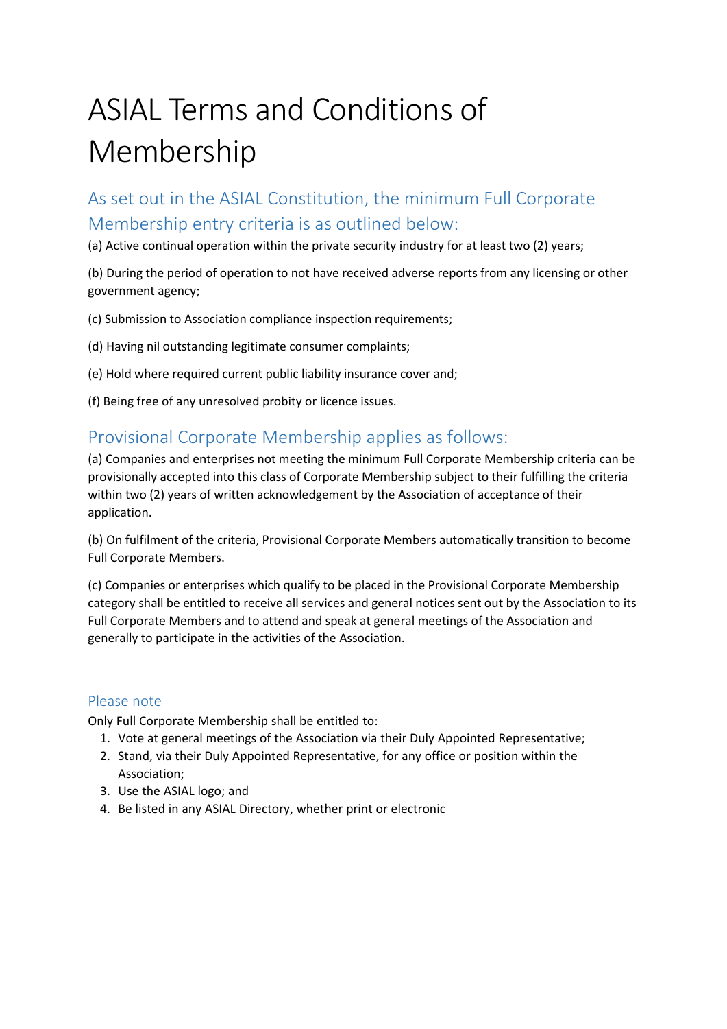# ASIAL Terms and Conditions of Membership

## As set out in the ASIAL Constitution, the minimum Full Corporate Membership entry criteria is as outlined below:

(a) Active continual operation within the private security industry for at least two (2) years;

(b) During the period of operation to not have received adverse reports from any licensing or other government agency;

(c) Submission to Association compliance inspection requirements;

(d) Having nil outstanding legitimate consumer complaints;

(e) Hold where required current public liability insurance cover and;

(f) Being free of any unresolved probity or licence issues.

## Provisional Corporate Membership applies as follows:

(a) Companies and enterprises not meeting the minimum Full Corporate Membership criteria can be provisionally accepted into this class of Corporate Membership subject to their fulfilling the criteria within two (2) years of written acknowledgement by the Association of acceptance of their application.

(b) On fulfilment of the criteria, Provisional Corporate Members automatically transition to become Full Corporate Members.

(c) Companies or enterprises which qualify to be placed in the Provisional Corporate Membership category shall be entitled to receive all services and general notices sent out by the Association to its Full Corporate Members and to attend and speak at general meetings of the Association and generally to participate in the activities of the Association.

### Please note

Only Full Corporate Membership shall be entitled to:

1. Vote at general meetings of the Association via their Duly Appointed Representative;
2. Stand, via their Duly Appointed Representative, for any office or position within the Association;
3. Use the ASIAL logo; and
4. Be listed in any ASIAL Directory, whether print or electronic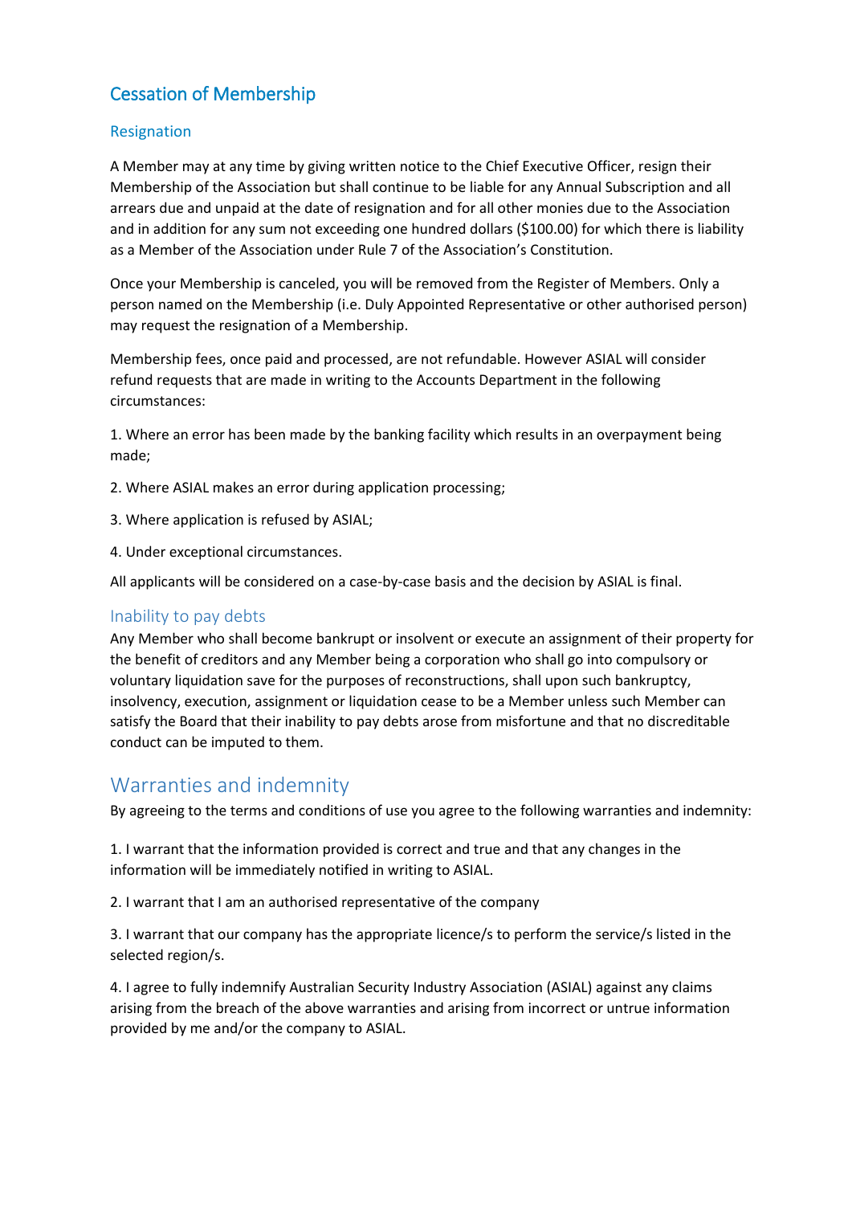## Cessation of Membership

### Resignation

A Member may at any time by giving written notice to the Chief Executive Officer, resign their Membership of the Association but shall continue to be liable for any Annual Subscription and all arrears due and unpaid at the date of resignation and for all other monies due to the Association and in addition for any sum not exceeding one hundred dollars ($100.00) for which there is liability as a Member of the Association under Rule 7 of the Association's Constitution.

Once your Membership is canceled, you will be removed from the Register of Members. Only a person named on the Membership (i.e. Duly Appointed Representative or other authorised person) may request the resignation of a Membership.

Membership fees, once paid and processed, are not refundable. However ASIAL will consider refund requests that are made in writing to the Accounts Department in the following circumstances:

1. Where an error has been made by the banking facility which results in an overpayment being made;

2. Where ASIAL makes an error during application processing;

3. Where application is refused by ASIAL;

4. Under exceptional circumstances.

All applicants will be considered on a case-by-case basis and the decision by ASIAL is final.

### Inability to pay debts

Any Member who shall become bankrupt or insolvent or execute an assignment of their property for the benefit of creditors and any Member being a corporation who shall go into compulsory or voluntary liquidation save for the purposes of reconstructions, shall upon such bankruptcy, insolvency, execution, assignment or liquidation cease to be a Member unless such Member can satisfy the Board that their inability to pay debts arose from misfortune and that no discreditable conduct can be imputed to them.

## Warranties and indemnity

By agreeing to the terms and conditions of use you agree to the following warranties and indemnity:

1. I warrant that the information provided is correct and true and that any changes in the information will be immediately notified in writing to ASIAL.

2. I warrant that I am an authorised representative of the company

3. I warrant that our company has the appropriate licence/s to perform the service/s listed in the selected region/s.

4. I agree to fully indemnify Australian Security Industry Association (ASIAL) against any claims arising from the breach of the above warranties and arising from incorrect or untrue information provided by me and/or the company to ASIAL.